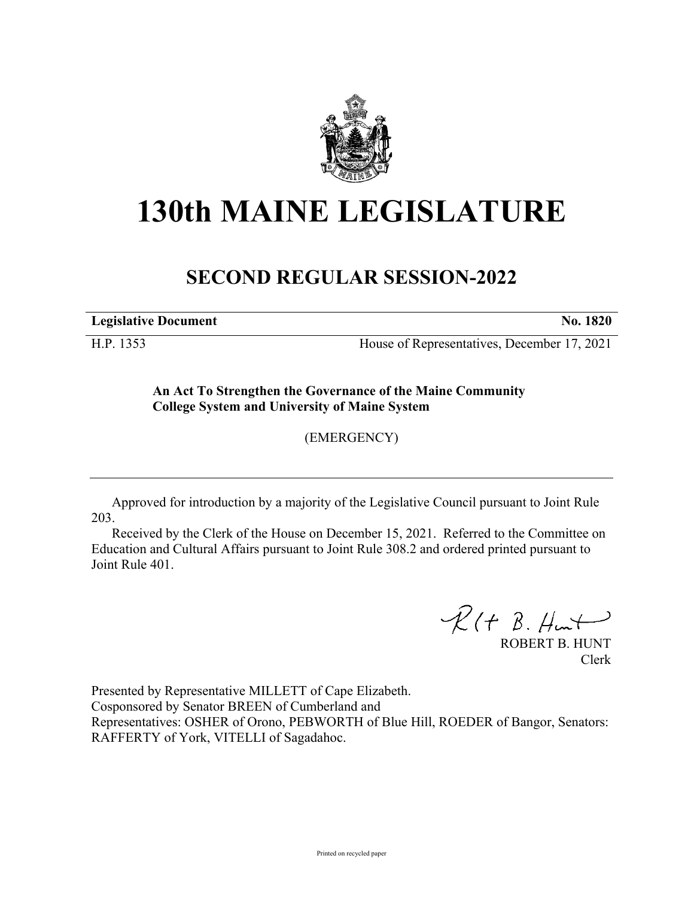# 130th MAINE LEGISLATURE

## SECOND REGULAR SESSION-2022

**Legislative Document** **No. 1820**

H.P. 1353 House of Representatives, December 17, 2021

**An Act To Strengthen the Governance of the Maine Community College System and University of Maine System**

(EMERGENCY)

Approved for introduction by a majority of the Legislative Council pursuant to Joint Rule 203.

Received by the Clerk of the House on December 15, 2021. Referred to the Committee on Education and Cultural Affairs pursuant to Joint Rule 308.2 and ordered printed pursuant to Joint Rule 401.

ROBERT B. HUNT
Clerk

Presented by Representative MILLETT of Cape Elizabeth.
Cosponsored by Senator BREEN of Cumberland and
Representatives: OSHER of Orono, PEBWORTH of Blue Hill, ROEDER of Bangor, Senators: RAFFERTY of York, VITELLI of Sagadahoc.

Printed on recycled paper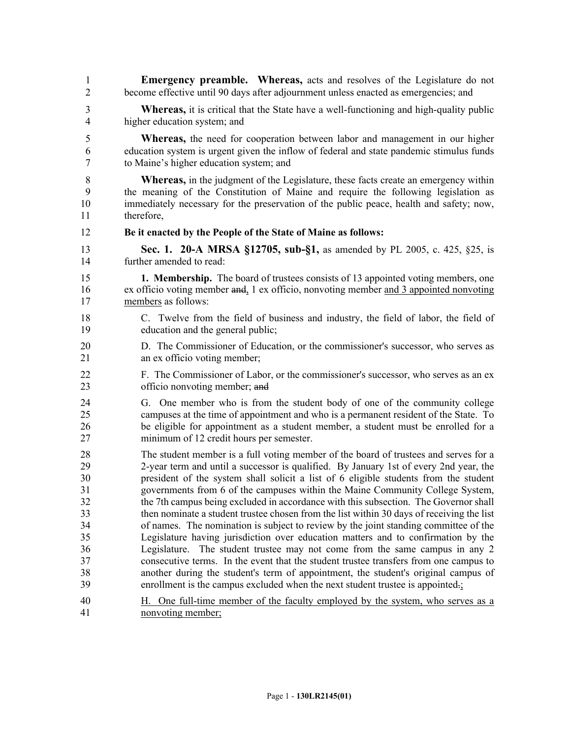**Emergency preamble. Whereas,** acts and resolves of the Legislature do not become effective until 90 days after adjournment unless enacted as emergencies; and

**Whereas,** it is critical that the State have a well-functioning and high-quality public higher education system; and

**Whereas,** the need for cooperation between labor and management in our higher education system is urgent given the inflow of federal and state pandemic stimulus funds to Maine's higher education system; and

**Whereas,** in the judgment of the Legislature, these facts create an emergency within the meaning of the Constitution of Maine and require the following legislation as immediately necessary for the preservation of the public peace, health and safety; now, therefore,

**Be it enacted by the People of the State of Maine as follows:**

**Sec. 1. 20-A MRSA §12705, sub-§1,** as amended by PL 2005, c. 425, §25, is further amended to read:

**1. Membership.** The board of trustees consists of 13 appointed voting members, one ex officio voting member ~~and~~, 1 ex officio, nonvoting member <u>and 3 appointed nonvoting members</u> as follows:

C. Twelve from the field of business and industry, the field of labor, the field of education and the general public;

D. The Commissioner of Education, or the commissioner's successor, who serves as an ex officio voting member;

F. The Commissioner of Labor, or the commissioner's successor, who serves as an ex officio nonvoting member; ~~and~~

G. One member who is from the student body of one of the community college campuses at the time of appointment and who is a permanent resident of the State. To be eligible for appointment as a student member, a student must be enrolled for a minimum of 12 credit hours per semester.

The student member is a full voting member of the board of trustees and serves for a 2-year term and until a successor is qualified. By January 1st of every 2nd year, the president of the system shall solicit a list of 6 eligible students from the student governments from 6 of the campuses within the Maine Community College System, the 7th campus being excluded in accordance with this subsection. The Governor shall then nominate a student trustee chosen from the list within 30 days of receiving the list of names. The nomination is subject to review by the joint standing committee of the Legislature having jurisdiction over education matters and to confirmation by the Legislature. The student trustee may not come from the same campus in any 2 consecutive terms. In the event that the student trustee transfers from one campus to another during the student's term of appointment, the student's original campus of enrollment is the campus excluded when the next student trustee is appointed~~.~~<u>;</u>

<u>H. One full-time member of the faculty employed by the system, who serves as a nonvoting member;</u>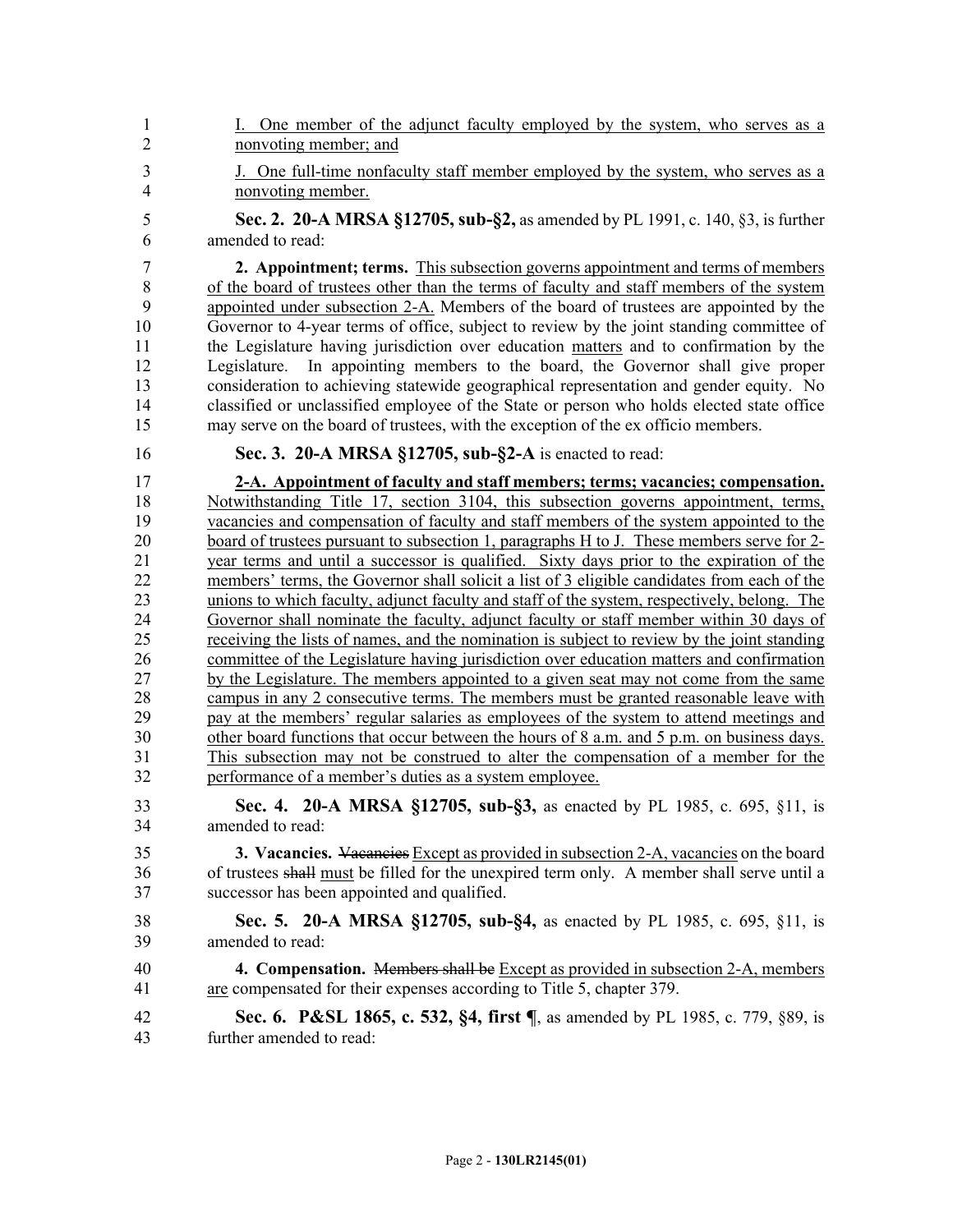I. One member of the adjunct faculty employed by the system, who serves as a nonvoting member; and

J. One full-time nonfaculty staff member employed by the system, who serves as a nonvoting member.

**Sec. 2. 20-A MRSA §12705, sub-§2,** as amended by PL 1991, c. 140, §3, is further amended to read:

**2. Appointment; terms.** This subsection governs appointment and terms of members of the board of trustees other than the terms of faculty and staff members of the system appointed under subsection 2-A. Members of the board of trustees are appointed by the Governor to 4-year terms of office, subject to review by the joint standing committee of the Legislature having jurisdiction over education matters and to confirmation by the Legislature. In appointing members to the board, the Governor shall give proper consideration to achieving statewide geographical representation and gender equity. No classified or unclassified employee of the State or person who holds elected state office may serve on the board of trustees, with the exception of the ex officio members.

**Sec. 3. 20-A MRSA §12705, sub-§2-A** is enacted to read:

**2-A. Appointment of faculty and staff members; terms; vacancies; compensation.** Notwithstanding Title 17, section 3104, this subsection governs appointment, terms, vacancies and compensation of faculty and staff members of the system appointed to the board of trustees pursuant to subsection 1, paragraphs H to J. These members serve for 2-year terms and until a successor is qualified. Sixty days prior to the expiration of the members' terms, the Governor shall solicit a list of 3 eligible candidates from each of the unions to which faculty, adjunct faculty and staff of the system, respectively, belong. The Governor shall nominate the faculty, adjunct faculty or staff member within 30 days of receiving the lists of names, and the nomination is subject to review by the joint standing committee of the Legislature having jurisdiction over education matters and confirmation by the Legislature. The members appointed to a given seat may not come from the same campus in any 2 consecutive terms. The members must be granted reasonable leave with pay at the members' regular salaries as employees of the system to attend meetings and other board functions that occur between the hours of 8 a.m. and 5 p.m. on business days. This subsection may not be construed to alter the compensation of a member for the performance of a member's duties as a system employee.

**Sec. 4. 20-A MRSA §12705, sub-§3,** as enacted by PL 1985, c. 695, §11, is amended to read:

**3. Vacancies.** ~~Vacancies~~ Except as provided in subsection 2-A, vacancies on the board of trustees ~~shall~~ must be filled for the unexpired term only. A member shall serve until a successor has been appointed and qualified.

**Sec. 5. 20-A MRSA §12705, sub-§4,** as enacted by PL 1985, c. 695, §11, is amended to read:

**4. Compensation.** ~~Members shall be~~ Except as provided in subsection 2-A, members are compensated for their expenses according to Title 5, chapter 379.

**Sec. 6. P&SL 1865, c. 532, §4, first ¶**, as amended by PL 1985, c. 779, §89, is further amended to read: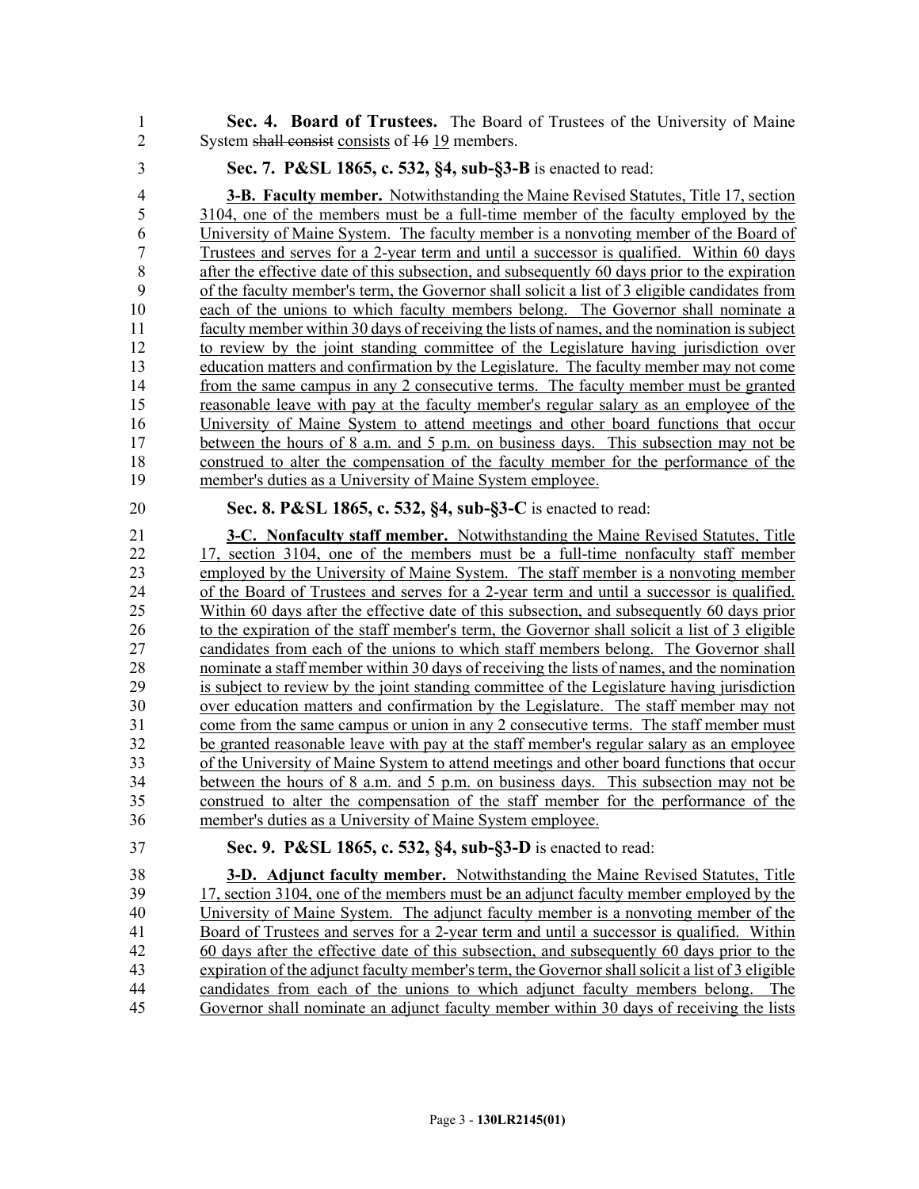**Sec. 4. Board of Trustees.** The Board of Trustees of the University of Maine System ~~shall consist~~ consists of ~~16~~ 19 members.

**Sec. 7. P&SL 1865, c. 532, §4, sub-§3-B** is enacted to read:

**3-B. Faculty member.** Notwithstanding the Maine Revised Statutes, Title 17, section 3104, one of the members must be a full-time member of the faculty employed by the University of Maine System. The faculty member is a nonvoting member of the Board of Trustees and serves for a 2-year term and until a successor is qualified. Within 60 days after the effective date of this subsection, and subsequently 60 days prior to the expiration of the faculty member's term, the Governor shall solicit a list of 3 eligible candidates from each of the unions to which faculty members belong. The Governor shall nominate a faculty member within 30 days of receiving the lists of names, and the nomination is subject to review by the joint standing committee of the Legislature having jurisdiction over education matters and confirmation by the Legislature. The faculty member may not come from the same campus in any 2 consecutive terms. The faculty member must be granted reasonable leave with pay at the faculty member's regular salary as an employee of the University of Maine System to attend meetings and other board functions that occur between the hours of 8 a.m. and 5 p.m. on business days. This subsection may not be construed to alter the compensation of the faculty member for the performance of the member's duties as a University of Maine System employee.

**Sec. 8. P&SL 1865, c. 532, §4, sub-§3-C** is enacted to read:

**3-C. Nonfaculty staff member.** Notwithstanding the Maine Revised Statutes, Title 17, section 3104, one of the members must be a full-time nonfaculty staff member employed by the University of Maine System. The staff member is a nonvoting member of the Board of Trustees and serves for a 2-year term and until a successor is qualified. Within 60 days after the effective date of this subsection, and subsequently 60 days prior to the expiration of the staff member's term, the Governor shall solicit a list of 3 eligible candidates from each of the unions to which staff members belong. The Governor shall nominate a staff member within 30 days of receiving the lists of names, and the nomination is subject to review by the joint standing committee of the Legislature having jurisdiction over education matters and confirmation by the Legislature. The staff member may not come from the same campus or union in any 2 consecutive terms. The staff member must be granted reasonable leave with pay at the staff member's regular salary as an employee of the University of Maine System to attend meetings and other board functions that occur between the hours of 8 a.m. and 5 p.m. on business days. This subsection may not be construed to alter the compensation of the staff member for the performance of the member's duties as a University of Maine System employee.

**Sec. 9. P&SL 1865, c. 532, §4, sub-§3-D** is enacted to read:

**3-D. Adjunct faculty member.** Notwithstanding the Maine Revised Statutes, Title 17, section 3104, one of the members must be an adjunct faculty member employed by the University of Maine System. The adjunct faculty member is a nonvoting member of the Board of Trustees and serves for a 2-year term and until a successor is qualified. Within 60 days after the effective date of this subsection, and subsequently 60 days prior to the expiration of the adjunct faculty member's term, the Governor shall solicit a list of 3 eligible candidates from each of the unions to which adjunct faculty members belong. The Governor shall nominate an adjunct faculty member within 30 days of receiving the lists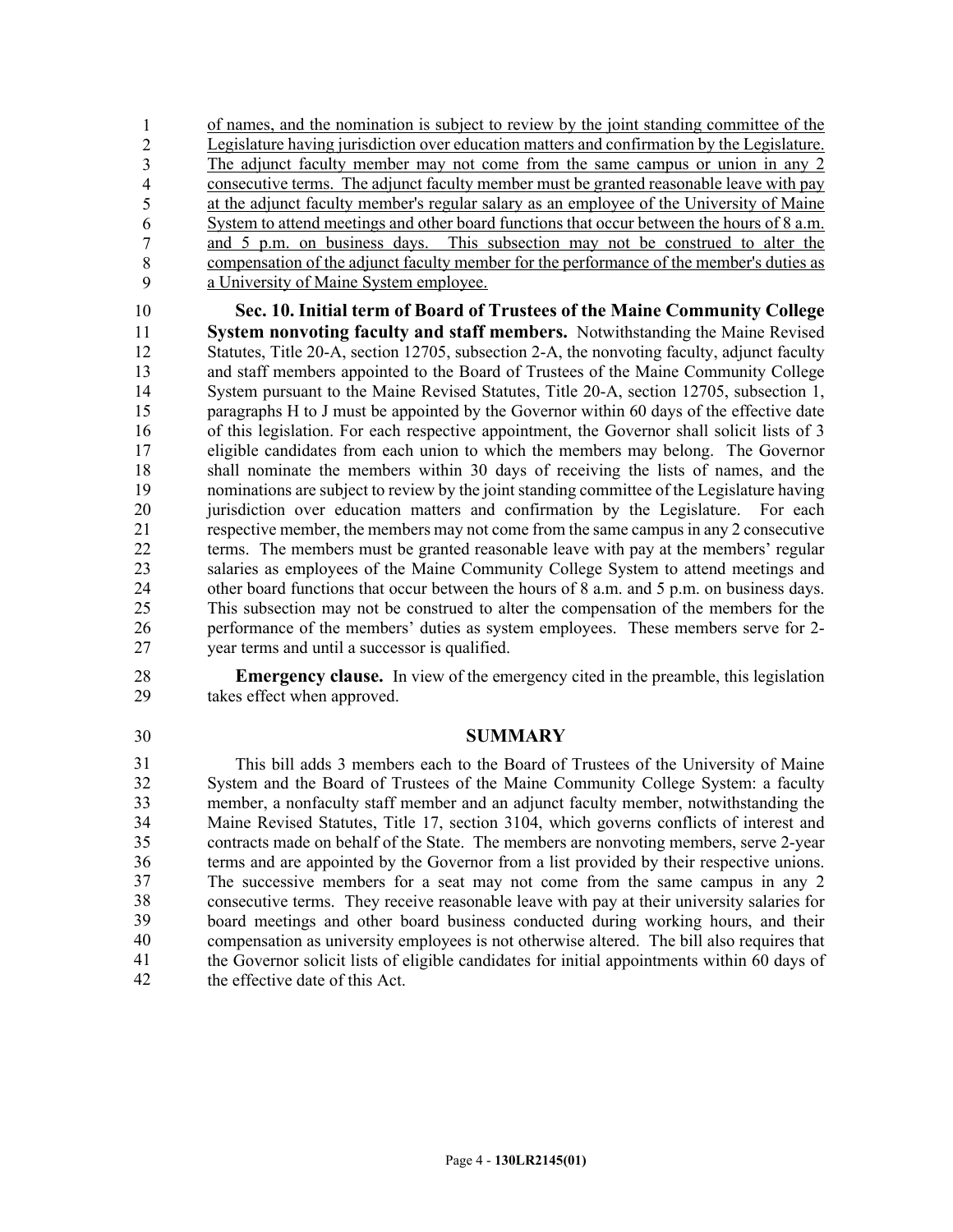of names, and the nomination is subject to review by the joint standing committee of the Legislature having jurisdiction over education matters and confirmation by the Legislature. The adjunct faculty member may not come from the same campus or union in any 2 consecutive terms. The adjunct faculty member must be granted reasonable leave with pay at the adjunct faculty member's regular salary as an employee of the University of Maine System to attend meetings and other board functions that occur between the hours of 8 a.m. and 5 p.m. on business days. This subsection may not be construed to alter the compensation of the adjunct faculty member for the performance of the member's duties as a University of Maine System employee.

**Sec. 10. Initial term of Board of Trustees of the Maine Community College System nonvoting faculty and staff members.** Notwithstanding the Maine Revised Statutes, Title 20-A, section 12705, subsection 2-A, the nonvoting faculty, adjunct faculty and staff members appointed to the Board of Trustees of the Maine Community College System pursuant to the Maine Revised Statutes, Title 20-A, section 12705, subsection 1, paragraphs H to J must be appointed by the Governor within 60 days of the effective date of this legislation. For each respective appointment, the Governor shall solicit lists of 3 eligible candidates from each union to which the members may belong. The Governor shall nominate the members within 30 days of receiving the lists of names, and the nominations are subject to review by the joint standing committee of the Legislature having jurisdiction over education matters and confirmation by the Legislature. For each respective member, the members may not come from the same campus in any 2 consecutive terms. The members must be granted reasonable leave with pay at the members' regular salaries as employees of the Maine Community College System to attend meetings and other board functions that occur between the hours of 8 a.m. and 5 p.m. on business days. This subsection may not be construed to alter the compensation of the members for the performance of the members' duties as system employees. These members serve for 2-year terms and until a successor is qualified.

**Emergency clause.** In view of the emergency cited in the preamble, this legislation takes effect when approved.

## SUMMARY

This bill adds 3 members each to the Board of Trustees of the University of Maine System and the Board of Trustees of the Maine Community College System: a faculty member, a nonfaculty staff member and an adjunct faculty member, notwithstanding the Maine Revised Statutes, Title 17, section 3104, which governs conflicts of interest and contracts made on behalf of the State. The members are nonvoting members, serve 2-year terms and are appointed by the Governor from a list provided by their respective unions. The successive members for a seat may not come from the same campus in any 2 consecutive terms. They receive reasonable leave with pay at their university salaries for board meetings and other board business conducted during working hours, and their compensation as university employees is not otherwise altered. The bill also requires that the Governor solicit lists of eligible candidates for initial appointments within 60 days of the effective date of this Act.